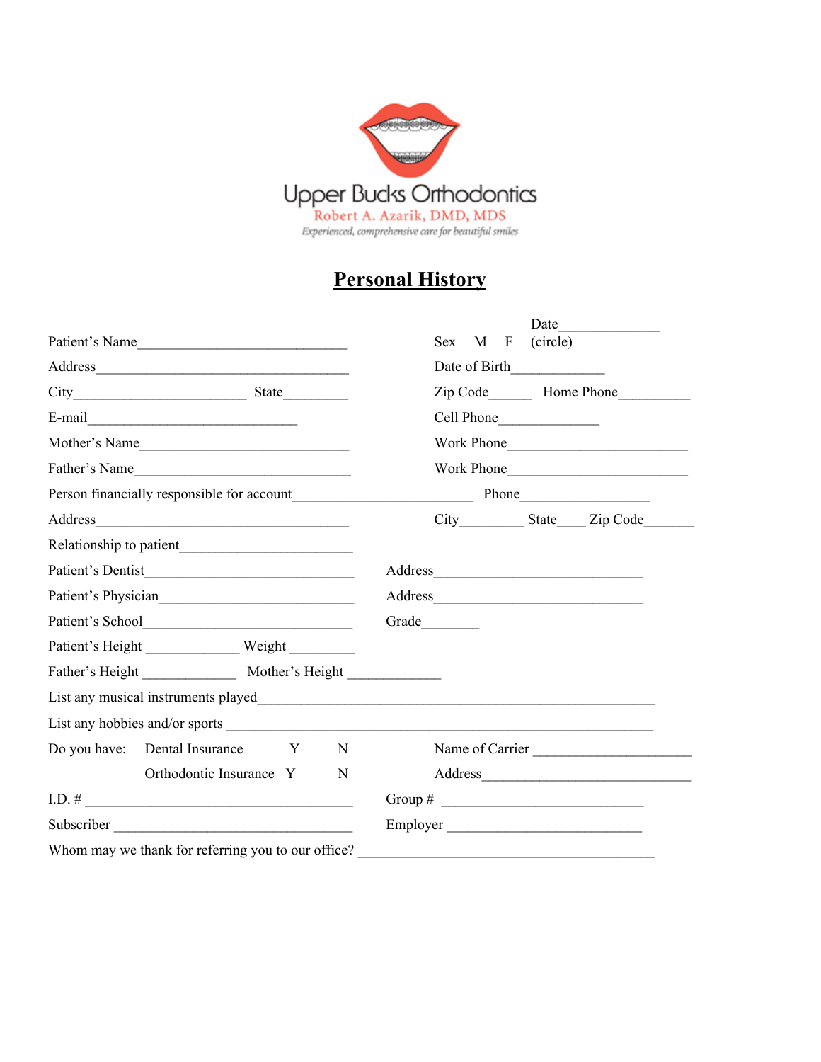Upper Bucks Orthodontics
Robert A. Azarik, DMD, MDS
*Experienced, comprehensive care for beautiful smiles*

# Personal History

Date_____________

Patient's Name_____________________________ Sex M F (circle)

Address___________________________________ Date of Birth_____________

City_______________________ State_________ Zip Code______ Home Phone__________

E-mail_____________________________ Cell Phone______________

Mother's Name_____________________________ Work Phone__________________________

Father's Name_____________________________ Work Phone__________________________

Person financially responsible for account_________________________ Phone__________________

Address___________________________________ City_________ State____ Zip Code_______

Relationship to patient_______________________

Patient's Dentist____________________________ Address_____________________________

Patient's Physician__________________________ Address_____________________________

Patient's School____________________________ Grade________

Patient's Height _____________ Weight _________

Father's Height _____________ Mother's Height _____________

List any musical instruments played________________________________________________________

List any hobbies and/or sports _____________________________________________________________

Do you have: Dental Insurance Y N Name of Carrier ______________________

Orthodontic Insurance Y N Address_____________________________

I.D. # _____________________________________ Group # ____________________________

Subscriber __________________________________ Employer ____________________________

Whom may we thank for referring you to our office? ___________________________________________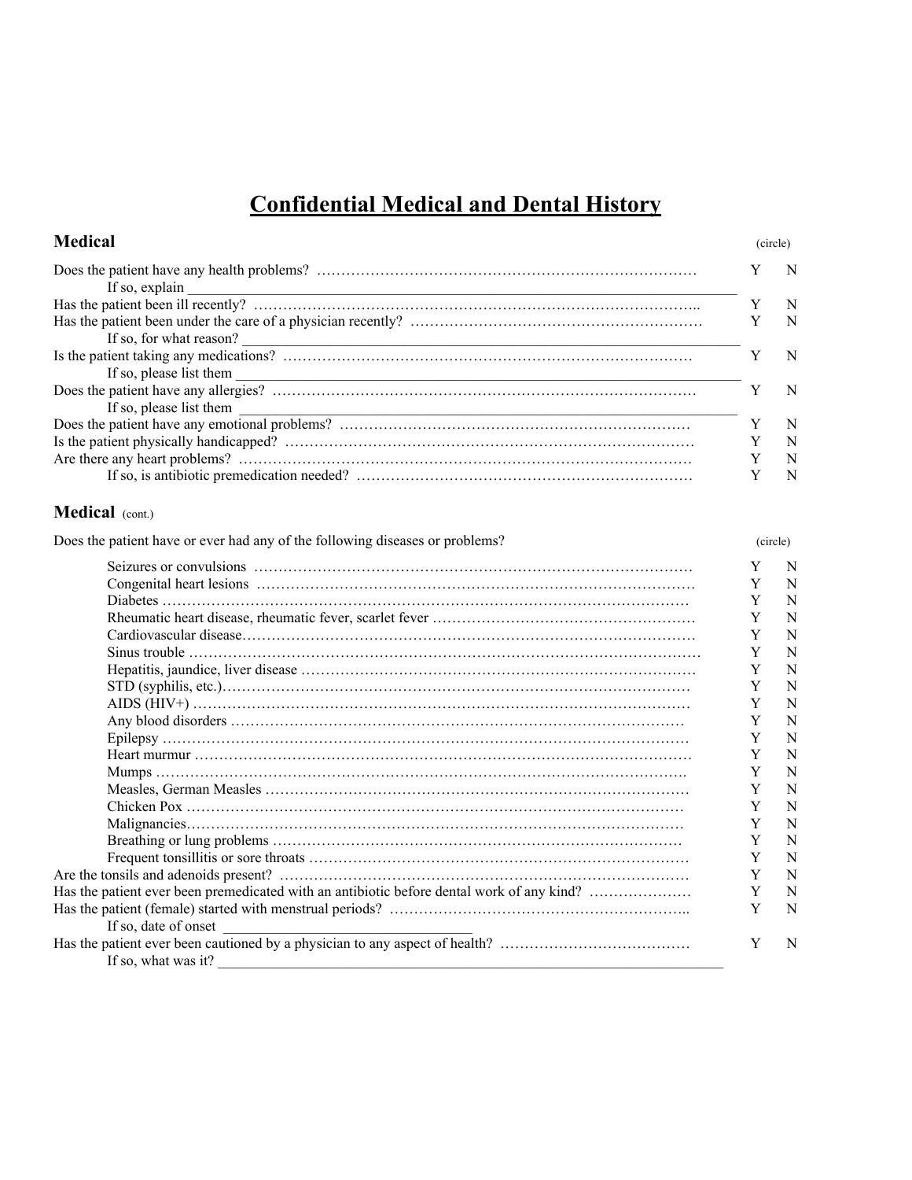# Confidential Medical and Dental History

## Medical

| | (circle) | |
|---|---|---|
| Does the patient have any health problems? | Y | N |
| If so, explain ______________________________ | | |
| Has the patient been ill recently? | Y | N |
| Has the patient been under the care of a physician recently? | Y | N |
| If so, for what reason? ______________________________ | | |
| Is the patient taking any medications? | Y | N |
| If so, please list them ______________________________ | | |
| Does the patient have any allergies? | Y | N |
| If so, please list them ______________________________ | | |
| Does the patient have any emotional problems? | Y | N |
| Is the patient physically handicapped? | Y | N |
| Are there any heart problems? | Y | N |
| If so, is antibiotic premedication needed? | Y | N |

## Medical (cont.)

Does the patient have or ever had any of the following diseases or problems?

| | (circle) | |
|---|---|---|
| Seizures or convulsions | Y | N |
| Congenital heart lesions | Y | N |
| Diabetes | Y | N |
| Rheumatic heart disease, rheumatic fever, scarlet fever | Y | N |
| Cardiovascular disease | Y | N |
| Sinus trouble | Y | N |
| Hepatitis, jaundice, liver disease | Y | N |
| STD (syphilis, etc.) | Y | N |
| AIDS (HIV+) | Y | N |
| Any blood disorders | Y | N |
| Epilepsy | Y | N |
| Heart murmur | Y | N |
| Mumps | Y | N |
| Measles, German Measles | Y | N |
| Chicken Pox | Y | N |
| Malignancies | Y | N |
| Breathing or lung problems | Y | N |
| Frequent tonsillitis or sore throats | Y | N |
| Are the tonsils and adenoids present? | Y | N |
| Has the patient ever been premedicated with an antibiotic before dental work of any kind? | Y | N |
| Has the patient (female) started with menstrual periods? | Y | N |
| If so, date of onset ______________________________ | | |
| Has the patient ever been cautioned by a physician to any aspect of health? | Y | N |
| If so, what was it? ______________________________ | | |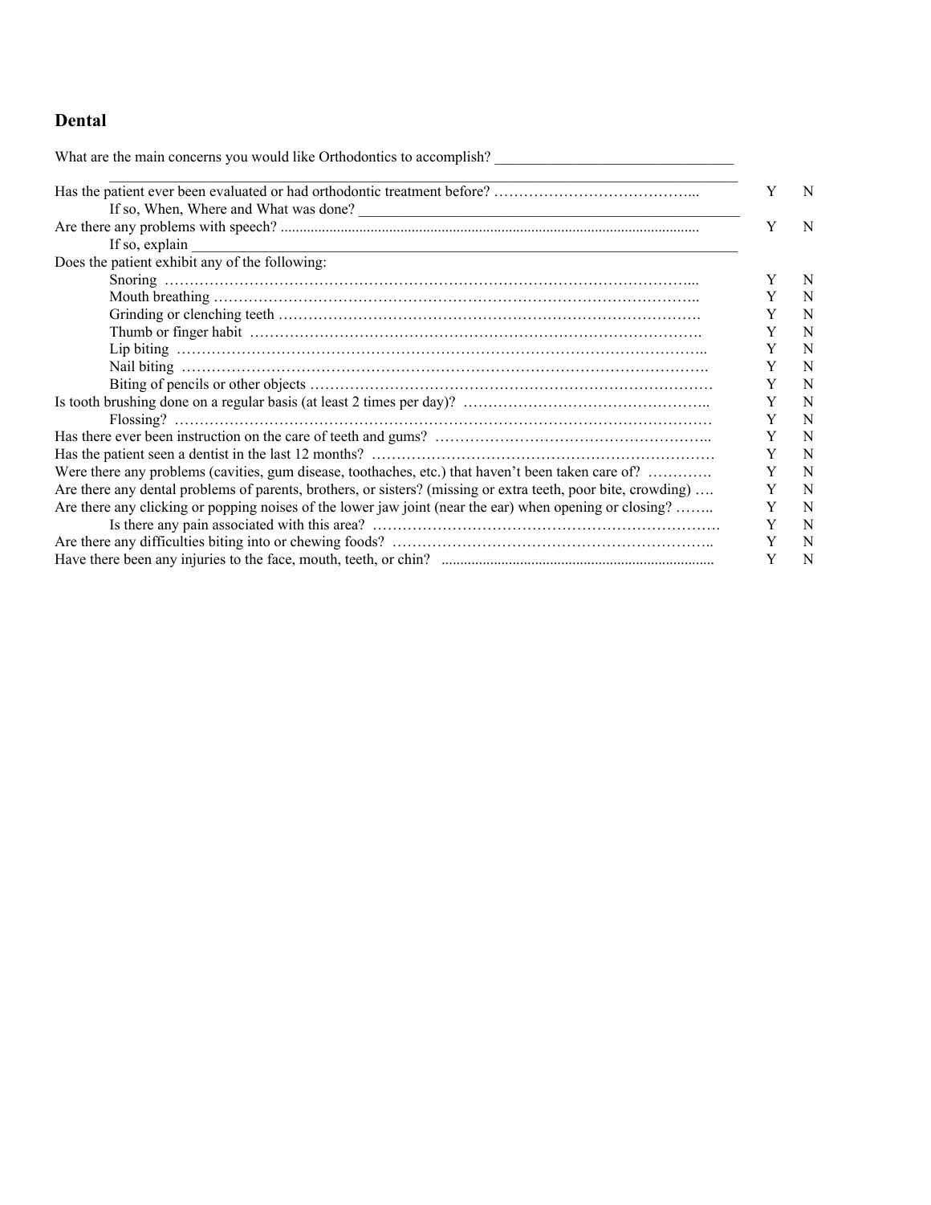## Dental

What are the main concerns you would like Orthodontics to accomplish? ________________________________

______________________________________________________________________________________

| | | |
|---|---|---|
| Has the patient ever been evaluated or had orthodontic treatment before? …………………………………... | Y | N |
| If so, When, Where and What was done? ________________________________________________ | | |
| Are there any problems with speech? ............................................................................................................ | Y | N |
| If so, explain ______________________________________________________________________ | | |
| Does the patient exhibit any of the following: | | |
| Snoring ……………………………………………………………………………………………... | Y | N |
| Mouth breathing …………………………………………………………………………………….. | Y | N |
| Grinding or clenching teeth ………………………………………………………………………. | Y | N |
| Thumb or finger habit ……………………………………………………………………………. | Y | N |
| Lip biting …………………………………………………………………………………………... | Y | N |
| Nail biting …………………………………………………………………………………………. | Y | N |
| Biting of pencils or other objects ………………………………………………………………… | Y | N |
| Is tooth brushing done on a regular basis (at least 2 times per day)? ………………………………………….. | Y | N |
| Flossing? …………………………………………………………………………………………… | Y | N |
| Has there ever been instruction on the care of teeth and gums? ……………………………………………….. | Y | N |
| Has the patient seen a dentist in the last 12 months? …………………………………………………………… | Y | N |
| Were there any problems (cavities, gum disease, toothaches, etc.) that haven't been taken care of? …………. | Y | N |
| Are there any dental problems of parents, brothers, or sisters? (missing or extra teeth, poor bite, crowding) …. | Y | N |
| Are there any clicking or popping noises of the lower jaw joint (near the ear) when opening or closing? …….. | Y | N |
| Is there any pain associated with this area? ……………………………………………………………. | Y | N |
| Are there any difficulties biting into or chewing foods? ……………………………………………………….. | Y | N |
| Have there been any injuries to the face, mouth, teeth, or chin? ........................................................................ | Y | N |